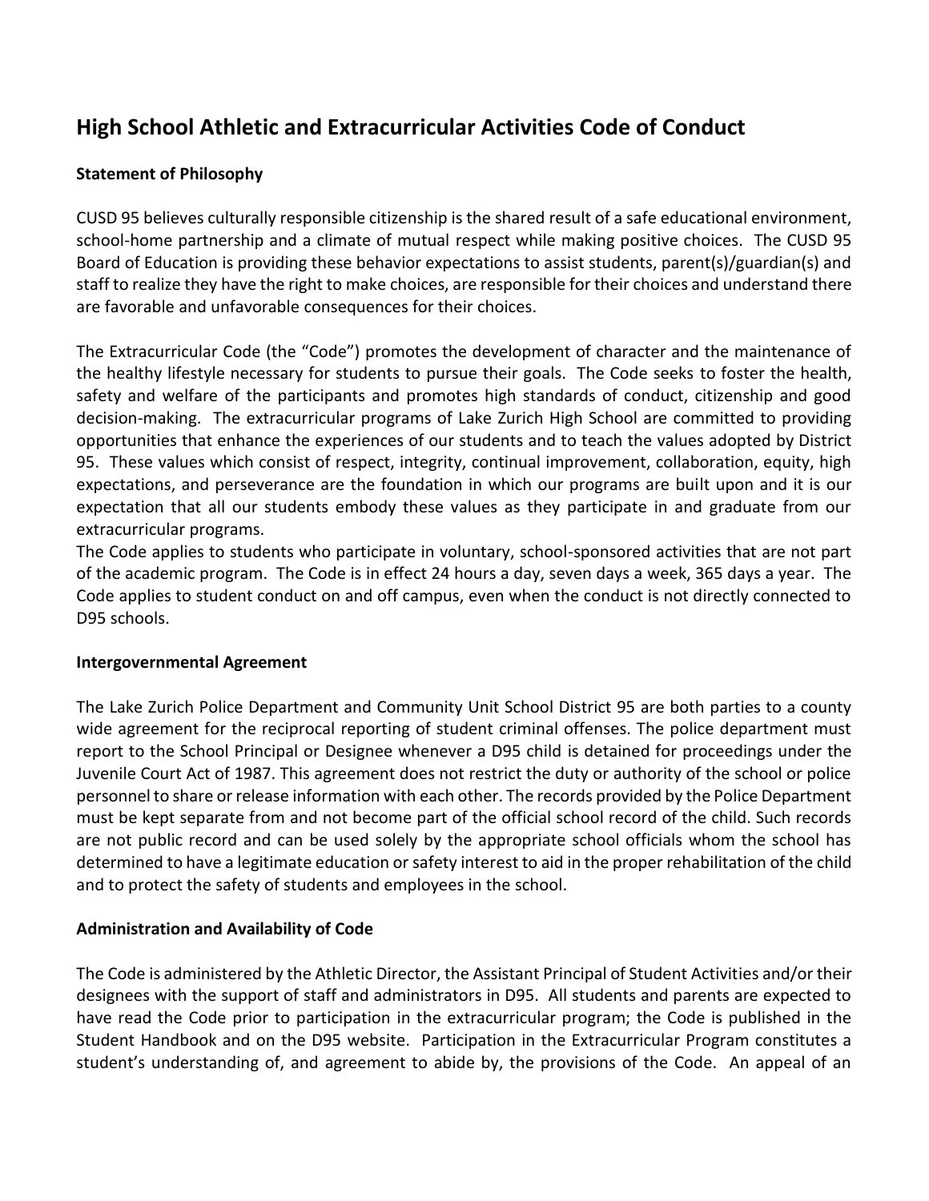# High School Athletic and Extracurricular Activities Code of Conduct

### Statement of Philosophy

CUSD 95 believes culturally responsible citizenship is the shared result of a safe educational environment, school-home partnership and a climate of mutual respect while making positive choices. The CUSD 95 Board of Education is providing these behavior expectations to assist students, parent(s)/guardian(s) and staff to realize they have the right to make choices, are responsible for their choices and understand there are favorable and unfavorable consequences for their choices.

The Extracurricular Code (the "Code") promotes the development of character and the maintenance of the healthy lifestyle necessary for students to pursue their goals. The Code seeks to foster the health, safety and welfare of the participants and promotes high standards of conduct, citizenship and good decision-making. The extracurricular programs of Lake Zurich High School are committed to providing opportunities that enhance the experiences of our students and to teach the values adopted by District 95. These values which consist of respect, integrity, continual improvement, collaboration, equity, high expectations, and perseverance are the foundation in which our programs are built upon and it is our expectation that all our students embody these values as they participate in and graduate from our extracurricular programs.

The Code applies to students who participate in voluntary, school-sponsored activities that are not part of the academic program. The Code is in effect 24 hours a day, seven days a week, 365 days a year. The Code applies to student conduct on and off campus, even when the conduct is not directly connected to D95 schools.

### Intergovernmental Agreement

The Lake Zurich Police Department and Community Unit School District 95 are both parties to a county wide agreement for the reciprocal reporting of student criminal offenses. The police department must report to the School Principal or Designee whenever a D95 child is detained for proceedings under the Juvenile Court Act of 1987. This agreement does not restrict the duty or authority of the school or police personnel to share or release information with each other. The records provided by the Police Department must be kept separate from and not become part of the official school record of the child. Such records are not public record and can be used solely by the appropriate school officials whom the school has determined to have a legitimate education or safety interest to aid in the proper rehabilitation of the child and to protect the safety of students and employees in the school.

### Administration and Availability of Code

The Code is administered by the Athletic Director, the Assistant Principal of Student Activities and/or their designees with the support of staff and administrators in D95. All students and parents are expected to have read the Code prior to participation in the extracurricular program; the Code is published in the Student Handbook and on the D95 website. Participation in the Extracurricular Program constitutes a student's understanding of, and agreement to abide by, the provisions of the Code. An appeal of an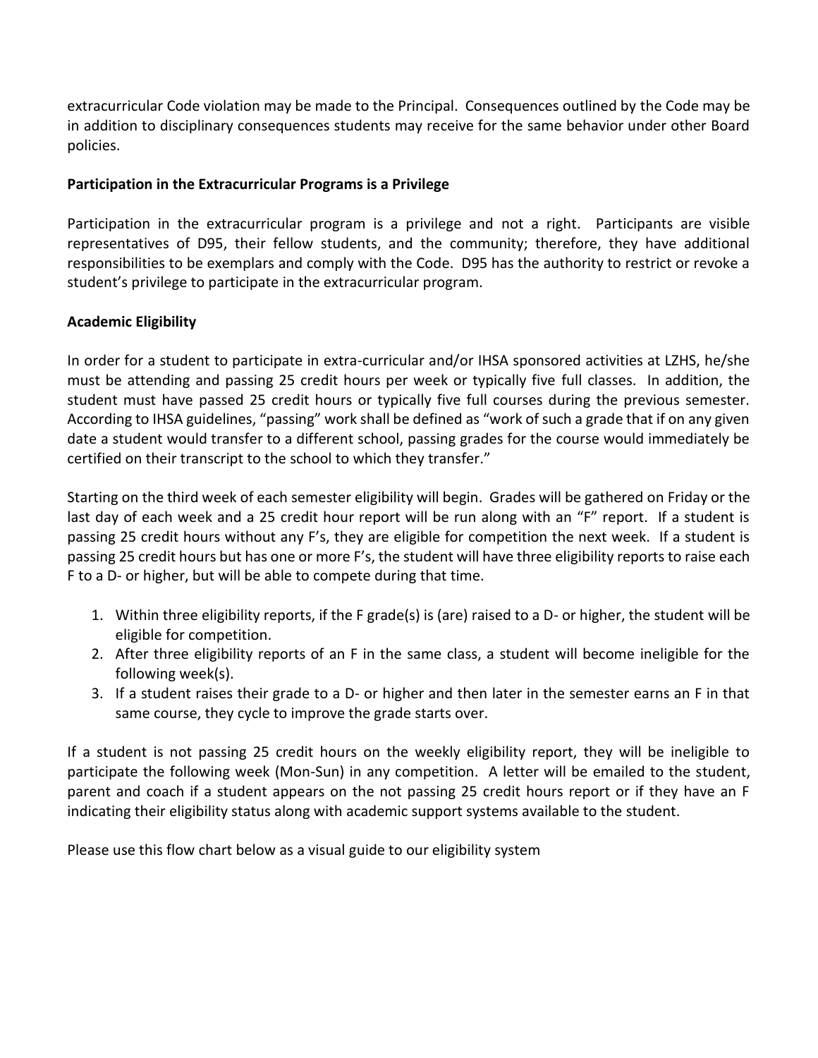extracurricular Code violation may be made to the Principal. Consequences outlined by the Code may be in addition to disciplinary consequences students may receive for the same behavior under other Board policies.

**Participation in the Extracurricular Programs is a Privilege**

Participation in the extracurricular program is a privilege and not a right. Participants are visible representatives of D95, their fellow students, and the community; therefore, they have additional responsibilities to be exemplars and comply with the Code. D95 has the authority to restrict or revoke a student's privilege to participate in the extracurricular program.

**Academic Eligibility**

In order for a student to participate in extra-curricular and/or IHSA sponsored activities at LZHS, he/she must be attending and passing 25 credit hours per week or typically five full classes. In addition, the student must have passed 25 credit hours or typically five full courses during the previous semester. According to IHSA guidelines, "passing" work shall be defined as "work of such a grade that if on any given date a student would transfer to a different school, passing grades for the course would immediately be certified on their transcript to the school to which they transfer."

Starting on the third week of each semester eligibility will begin. Grades will be gathered on Friday or the last day of each week and a 25 credit hour report will be run along with an "F" report. If a student is passing 25 credit hours without any F's, they are eligible for competition the next week. If a student is passing 25 credit hours but has one or more F's, the student will have three eligibility reports to raise each F to a D- or higher, but will be able to compete during that time.

1. Within three eligibility reports, if the F grade(s) is (are) raised to a D- or higher, the student will be eligible for competition.
2. After three eligibility reports of an F in the same class, a student will become ineligible for the following week(s).
3. If a student raises their grade to a D- or higher and then later in the semester earns an F in that same course, they cycle to improve the grade starts over.

If a student is not passing 25 credit hours on the weekly eligibility report, they will be ineligible to participate the following week (Mon-Sun) in any competition. A letter will be emailed to the student, parent and coach if a student appears on the not passing 25 credit hours report or if they have an F indicating their eligibility status along with academic support systems available to the student.

Please use this flow chart below as a visual guide to our eligibility system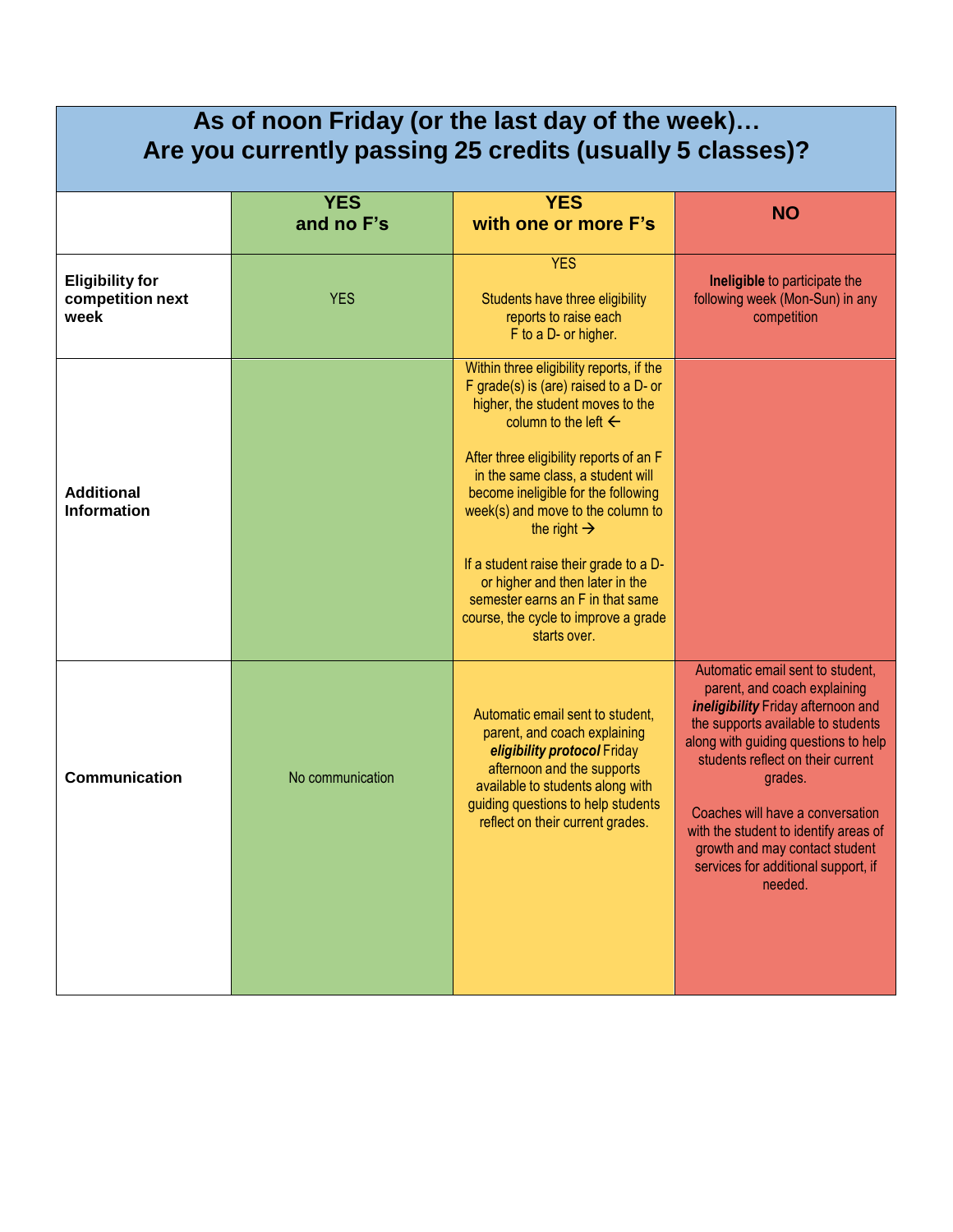## As of noon Friday (or the last day of the week)… Are you currently passing 25 credits (usually 5 classes)?

| | **YES and no F's** | **YES with one or more F's** | **NO** |
|---|---|---|---|
| **Eligibility for competition next week** | YES | YES<br><br>Students have three eligibility reports to raise each F to a D- or higher. | **Ineligible** to participate the following week (Mon-Sun) in any competition |
| **Additional Information** | | Within three eligibility reports, if the F grade(s) is (are) raised to a D- or higher, the student moves to the column to the left ←<br><br>After three eligibility reports of an F in the same class, a student will become ineligible for the following week(s) and move to the column to the right →<br><br>If a student raise their grade to a D- or higher and then later in the semester earns an F in that same course, the cycle to improve a grade starts over. | |
| **Communication** | No communication | Automatic email sent to student, parent, and coach explaining ***eligibility protocol*** Friday afternoon and the supports available to students along with guiding questions to help students reflect on their current grades. | Automatic email sent to student, parent, and coach explaining ***ineligibility*** Friday afternoon and the supports available to students along with guiding questions to help students reflect on their current grades.<br><br>Coaches will have a conversation with the student to identify areas of growth and may contact student services for additional support, if needed. |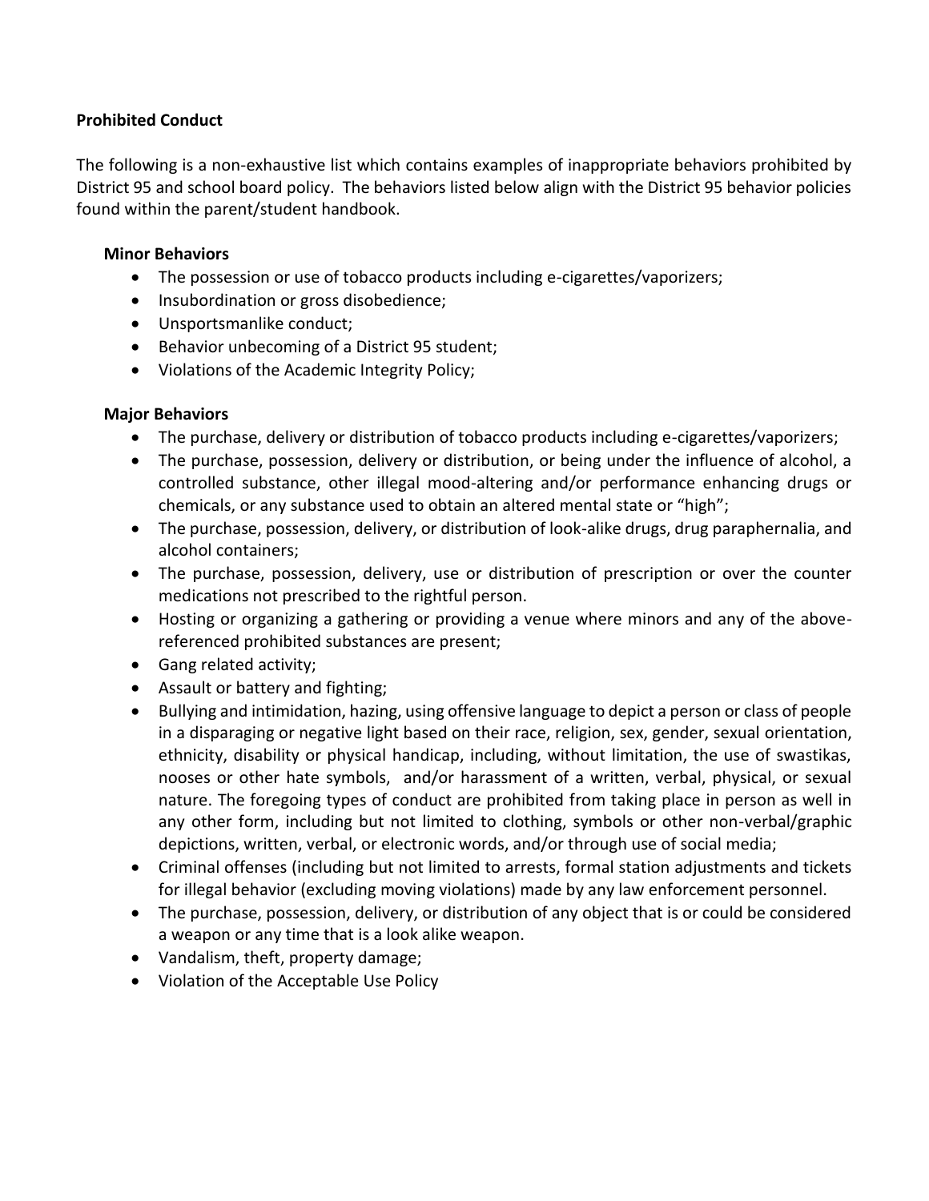**Prohibited Conduct**

The following is a non-exhaustive list which contains examples of inappropriate behaviors prohibited by District 95 and school board policy. The behaviors listed below align with the District 95 behavior policies found within the parent/student handbook.

**Minor Behaviors**

- The possession or use of tobacco products including e-cigarettes/vaporizers;
- Insubordination or gross disobedience;
- Unsportsmanlike conduct;
- Behavior unbecoming of a District 95 student;
- Violations of the Academic Integrity Policy;

**Major Behaviors**

- The purchase, delivery or distribution of tobacco products including e-cigarettes/vaporizers;
- The purchase, possession, delivery or distribution, or being under the influence of alcohol, a controlled substance, other illegal mood-altering and/or performance enhancing drugs or chemicals, or any substance used to obtain an altered mental state or "high";
- The purchase, possession, delivery, or distribution of look-alike drugs, drug paraphernalia, and alcohol containers;
- The purchase, possession, delivery, use or distribution of prescription or over the counter medications not prescribed to the rightful person.
- Hosting or organizing a gathering or providing a venue where minors and any of the above-referenced prohibited substances are present;
- Gang related activity;
- Assault or battery and fighting;
- Bullying and intimidation, hazing, using offensive language to depict a person or class of people in a disparaging or negative light based on their race, religion, sex, gender, sexual orientation, ethnicity, disability or physical handicap, including, without limitation, the use of swastikas, nooses or other hate symbols, and/or harassment of a written, verbal, physical, or sexual nature. The foregoing types of conduct are prohibited from taking place in person as well in any other form, including but not limited to clothing, symbols or other non-verbal/graphic depictions, written, verbal, or electronic words, and/or through use of social media;
- Criminal offenses (including but not limited to arrests, formal station adjustments and tickets for illegal behavior (excluding moving violations) made by any law enforcement personnel.
- The purchase, possession, delivery, or distribution of any object that is or could be considered a weapon or any time that is a look alike weapon.
- Vandalism, theft, property damage;
- Violation of the Acceptable Use Policy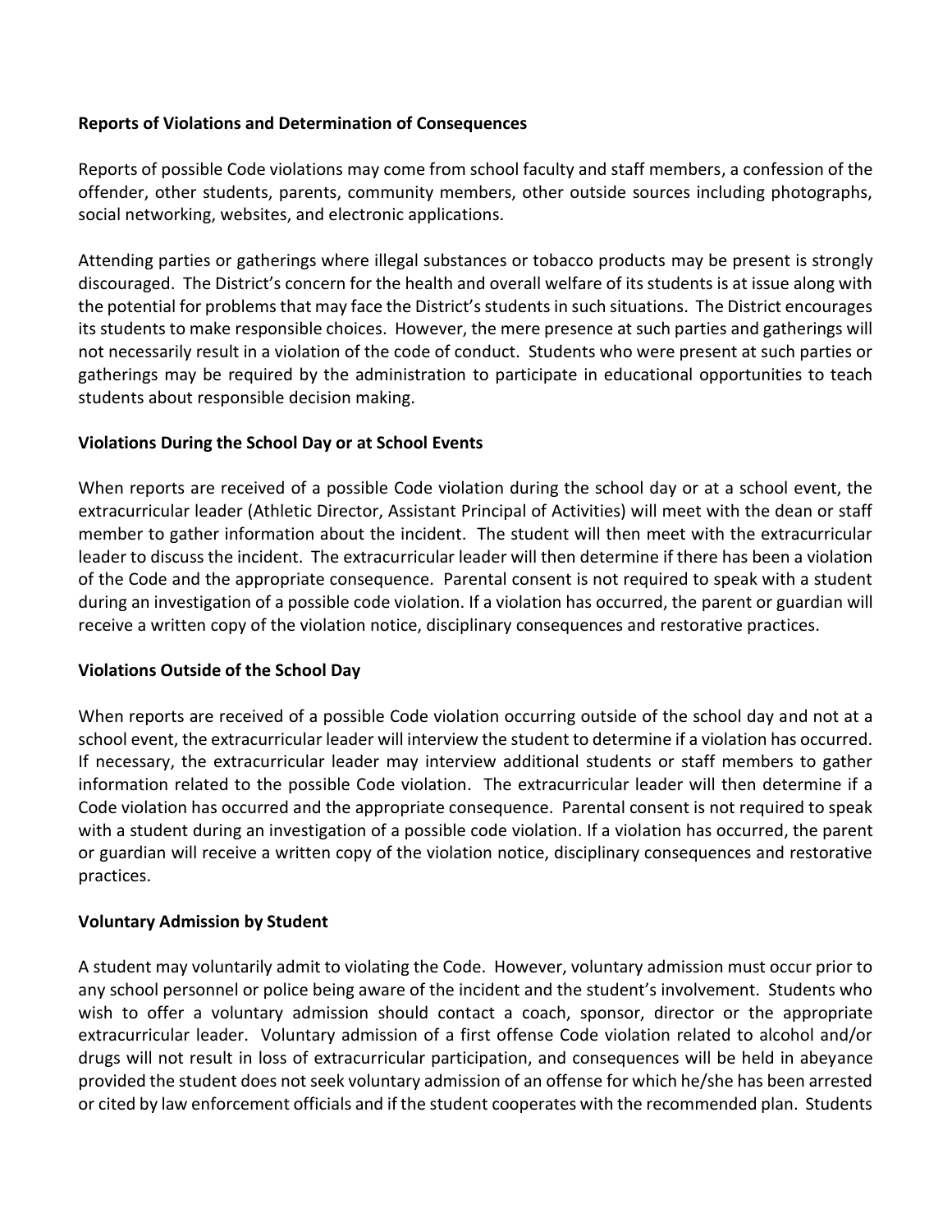**Reports of Violations and Determination of Consequences**

Reports of possible Code violations may come from school faculty and staff members, a confession of the offender, other students, parents, community members, other outside sources including photographs, social networking, websites, and electronic applications.

Attending parties or gatherings where illegal substances or tobacco products may be present is strongly discouraged. The District's concern for the health and overall welfare of its students is at issue along with the potential for problems that may face the District's students in such situations. The District encourages its students to make responsible choices. However, the mere presence at such parties and gatherings will not necessarily result in a violation of the code of conduct. Students who were present at such parties or gatherings may be required by the administration to participate in educational opportunities to teach students about responsible decision making.

**Violations During the School Day or at School Events**

When reports are received of a possible Code violation during the school day or at a school event, the extracurricular leader (Athletic Director, Assistant Principal of Activities) will meet with the dean or staff member to gather information about the incident. The student will then meet with the extracurricular leader to discuss the incident. The extracurricular leader will then determine if there has been a violation of the Code and the appropriate consequence. Parental consent is not required to speak with a student during an investigation of a possible code violation. If a violation has occurred, the parent or guardian will receive a written copy of the violation notice, disciplinary consequences and restorative practices.

**Violations Outside of the School Day**

When reports are received of a possible Code violation occurring outside of the school day and not at a school event, the extracurricular leader will interview the student to determine if a violation has occurred. If necessary, the extracurricular leader may interview additional students or staff members to gather information related to the possible Code violation. The extracurricular leader will then determine if a Code violation has occurred and the appropriate consequence. Parental consent is not required to speak with a student during an investigation of a possible code violation. If a violation has occurred, the parent or guardian will receive a written copy of the violation notice, disciplinary consequences and restorative practices.

**Voluntary Admission by Student**

A student may voluntarily admit to violating the Code. However, voluntary admission must occur prior to any school personnel or police being aware of the incident and the student's involvement. Students who wish to offer a voluntary admission should contact a coach, sponsor, director or the appropriate extracurricular leader. Voluntary admission of a first offense Code violation related to alcohol and/or drugs will not result in loss of extracurricular participation, and consequences will be held in abeyance provided the student does not seek voluntary admission of an offense for which he/she has been arrested or cited by law enforcement officials and if the student cooperates with the recommended plan. Students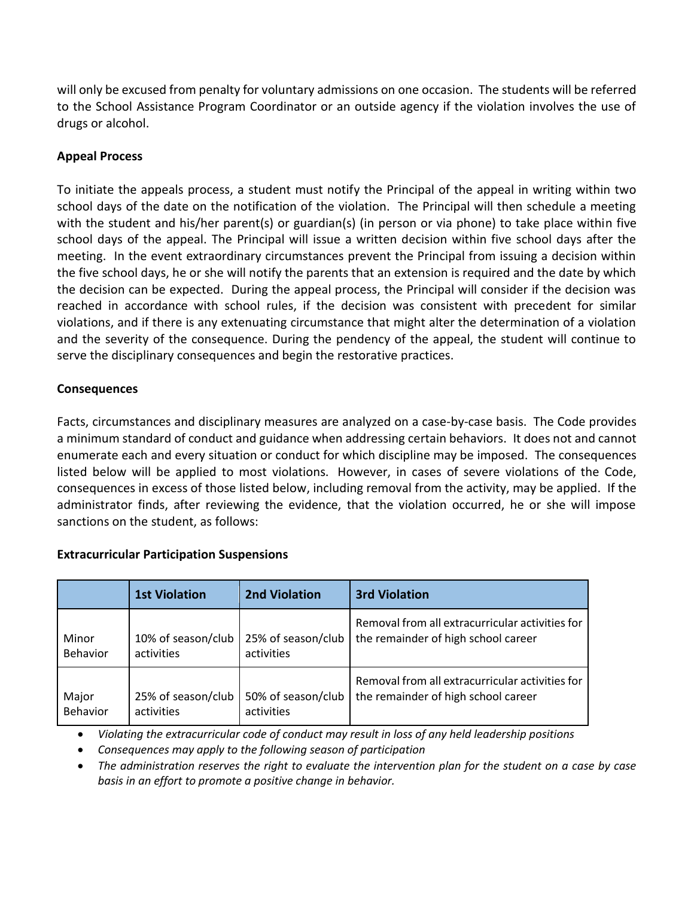will only be excused from penalty for voluntary admissions on one occasion. The students will be referred to the School Assistance Program Coordinator or an outside agency if the violation involves the use of drugs or alcohol.

**Appeal Process**

To initiate the appeals process, a student must notify the Principal of the appeal in writing within two school days of the date on the notification of the violation. The Principal will then schedule a meeting with the student and his/her parent(s) or guardian(s) (in person or via phone) to take place within five school days of the appeal. The Principal will issue a written decision within five school days after the meeting. In the event extraordinary circumstances prevent the Principal from issuing a decision within the five school days, he or she will notify the parents that an extension is required and the date by which the decision can be expected. During the appeal process, the Principal will consider if the decision was reached in accordance with school rules, if the decision was consistent with precedent for similar violations, and if there is any extenuating circumstance that might alter the determination of a violation and the severity of the consequence. During the pendency of the appeal, the student will continue to serve the disciplinary consequences and begin the restorative practices.

**Consequences**

Facts, circumstances and disciplinary measures are analyzed on a case-by-case basis. The Code provides a minimum standard of conduct and guidance when addressing certain behaviors. It does not and cannot enumerate each and every situation or conduct for which discipline may be imposed. The consequences listed below will be applied to most violations. However, in cases of severe violations of the Code, consequences in excess of those listed below, including removal from the activity, may be applied. If the administrator finds, after reviewing the evidence, that the violation occurred, he or she will impose sanctions on the student, as follows:

**Extracurricular Participation Suspensions**

| | 1st Violation | 2nd Violation | 3rd Violation |
|---|---|---|---|
| Minor Behavior | 10% of season/club activities | 25% of season/club activities | Removal from all extracurricular activities for the remainder of high school career |
| Major Behavior | 25% of season/club activities | 50% of season/club activities | Removal from all extracurricular activities for the remainder of high school career |

- *Violating the extracurricular code of conduct may result in loss of any held leadership positions*
- *Consequences may apply to the following season of participation*
- *The administration reserves the right to evaluate the intervention plan for the student on a case by case basis in an effort to promote a positive change in behavior.*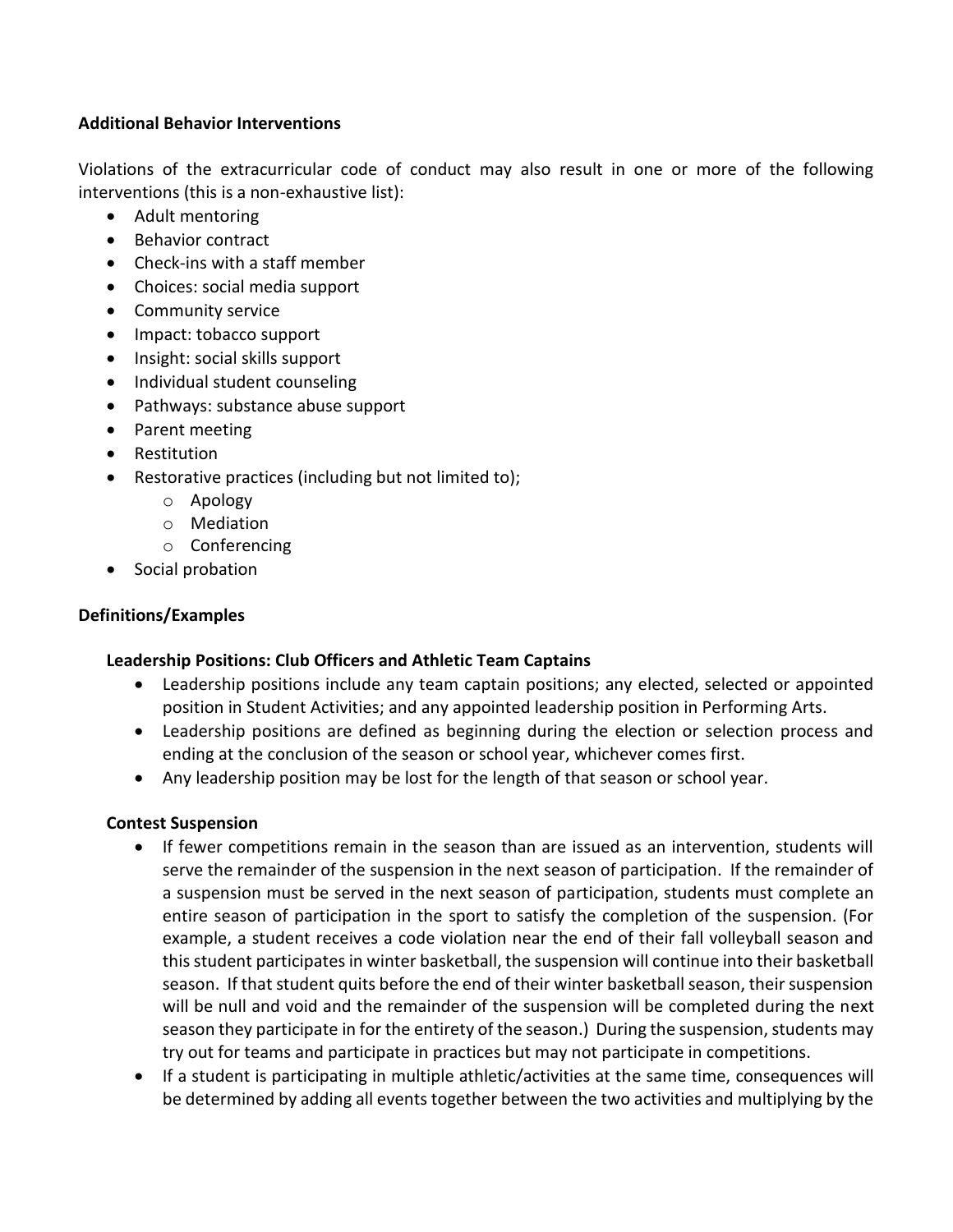**Additional Behavior Interventions**

Violations of the extracurricular code of conduct may also result in one or more of the following interventions (this is a non-exhaustive list):

- Adult mentoring
- Behavior contract
- Check-ins with a staff member
- Choices: social media support
- Community service
- Impact: tobacco support
- Insight: social skills support
- Individual student counseling
- Pathways: substance abuse support
- Parent meeting
- Restitution
- Restorative practices (including but not limited to);
  - Apology
  - Mediation
  - Conferencing
- Social probation

**Definitions/Examples**

**Leadership Positions: Club Officers and Athletic Team Captains**

- Leadership positions include any team captain positions; any elected, selected or appointed position in Student Activities; and any appointed leadership position in Performing Arts.
- Leadership positions are defined as beginning during the election or selection process and ending at the conclusion of the season or school year, whichever comes first.
- Any leadership position may be lost for the length of that season or school year.

**Contest Suspension**

- If fewer competitions remain in the season than are issued as an intervention, students will serve the remainder of the suspension in the next season of participation. If the remainder of a suspension must be served in the next season of participation, students must complete an entire season of participation in the sport to satisfy the completion of the suspension. (For example, a student receives a code violation near the end of their fall volleyball season and this student participates in winter basketball, the suspension will continue into their basketball season. If that student quits before the end of their winter basketball season, their suspension will be null and void and the remainder of the suspension will be completed during the next season they participate in for the entirety of the season.) During the suspension, students may try out for teams and participate in practices but may not participate in competitions.
- If a student is participating in multiple athletic/activities at the same time, consequences will be determined by adding all events together between the two activities and multiplying by the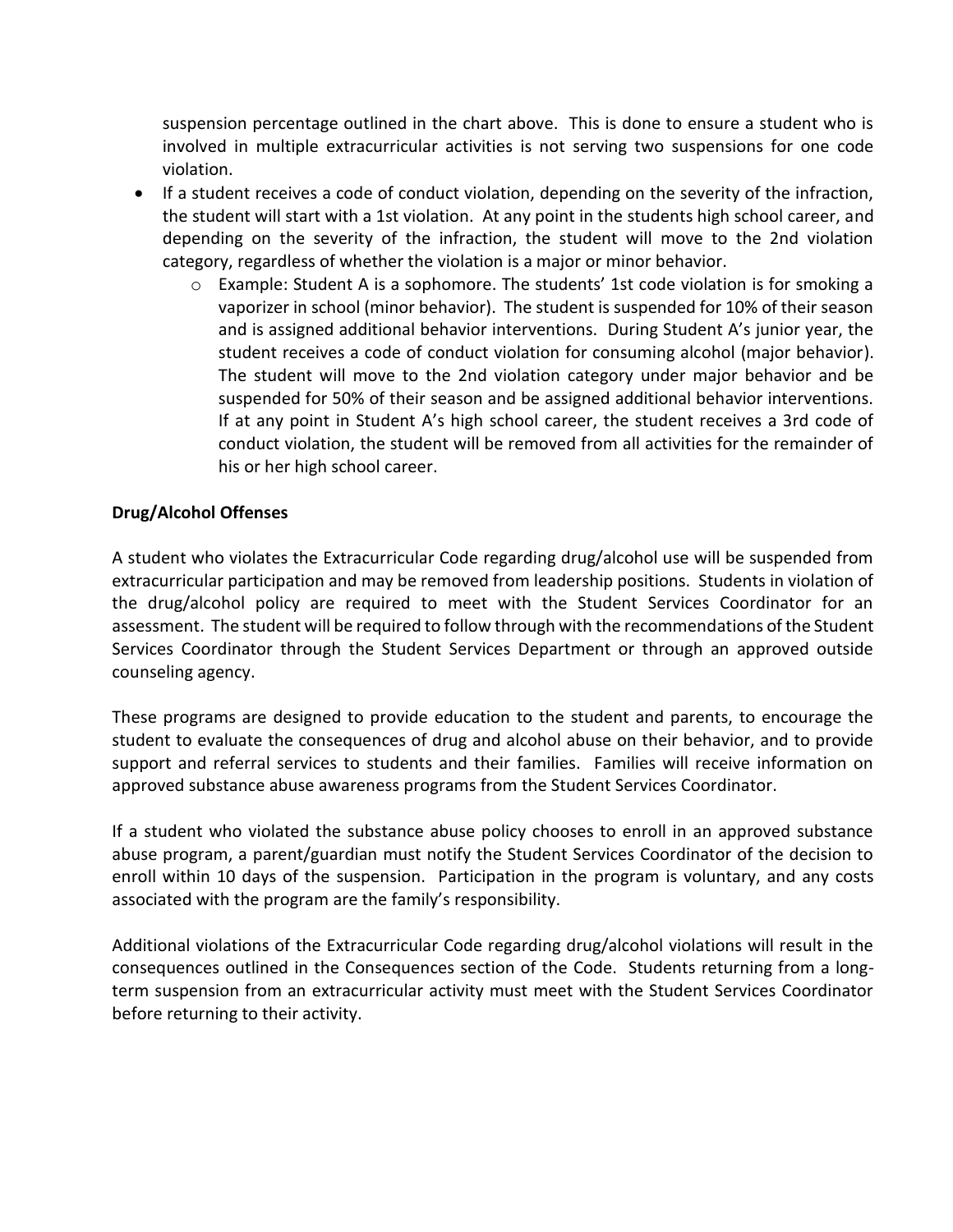suspension percentage outlined in the chart above. This is done to ensure a student who is involved in multiple extracurricular activities is not serving two suspensions for one code violation.

- If a student receives a code of conduct violation, depending on the severity of the infraction, the student will start with a 1st violation. At any point in the students high school career, and depending on the severity of the infraction, the student will move to the 2nd violation category, regardless of whether the violation is a major or minor behavior.
    - Example: Student A is a sophomore. The students' 1st code violation is for smoking a vaporizer in school (minor behavior). The student is suspended for 10% of their season and is assigned additional behavior interventions. During Student A's junior year, the student receives a code of conduct violation for consuming alcohol (major behavior). The student will move to the 2nd violation category under major behavior and be suspended for 50% of their season and be assigned additional behavior interventions. If at any point in Student A's high school career, the student receives a 3rd code of conduct violation, the student will be removed from all activities for the remainder of his or her high school career.

**Drug/Alcohol Offenses**

A student who violates the Extracurricular Code regarding drug/alcohol use will be suspended from extracurricular participation and may be removed from leadership positions. Students in violation of the drug/alcohol policy are required to meet with the Student Services Coordinator for an assessment. The student will be required to follow through with the recommendations of the Student Services Coordinator through the Student Services Department or through an approved outside counseling agency.

These programs are designed to provide education to the student and parents, to encourage the student to evaluate the consequences of drug and alcohol abuse on their behavior, and to provide support and referral services to students and their families. Families will receive information on approved substance abuse awareness programs from the Student Services Coordinator.

If a student who violated the substance abuse policy chooses to enroll in an approved substance abuse program, a parent/guardian must notify the Student Services Coordinator of the decision to enroll within 10 days of the suspension. Participation in the program is voluntary, and any costs associated with the program are the family's responsibility.

Additional violations of the Extracurricular Code regarding drug/alcohol violations will result in the consequences outlined in the Consequences section of the Code. Students returning from a long-term suspension from an extracurricular activity must meet with the Student Services Coordinator before returning to their activity.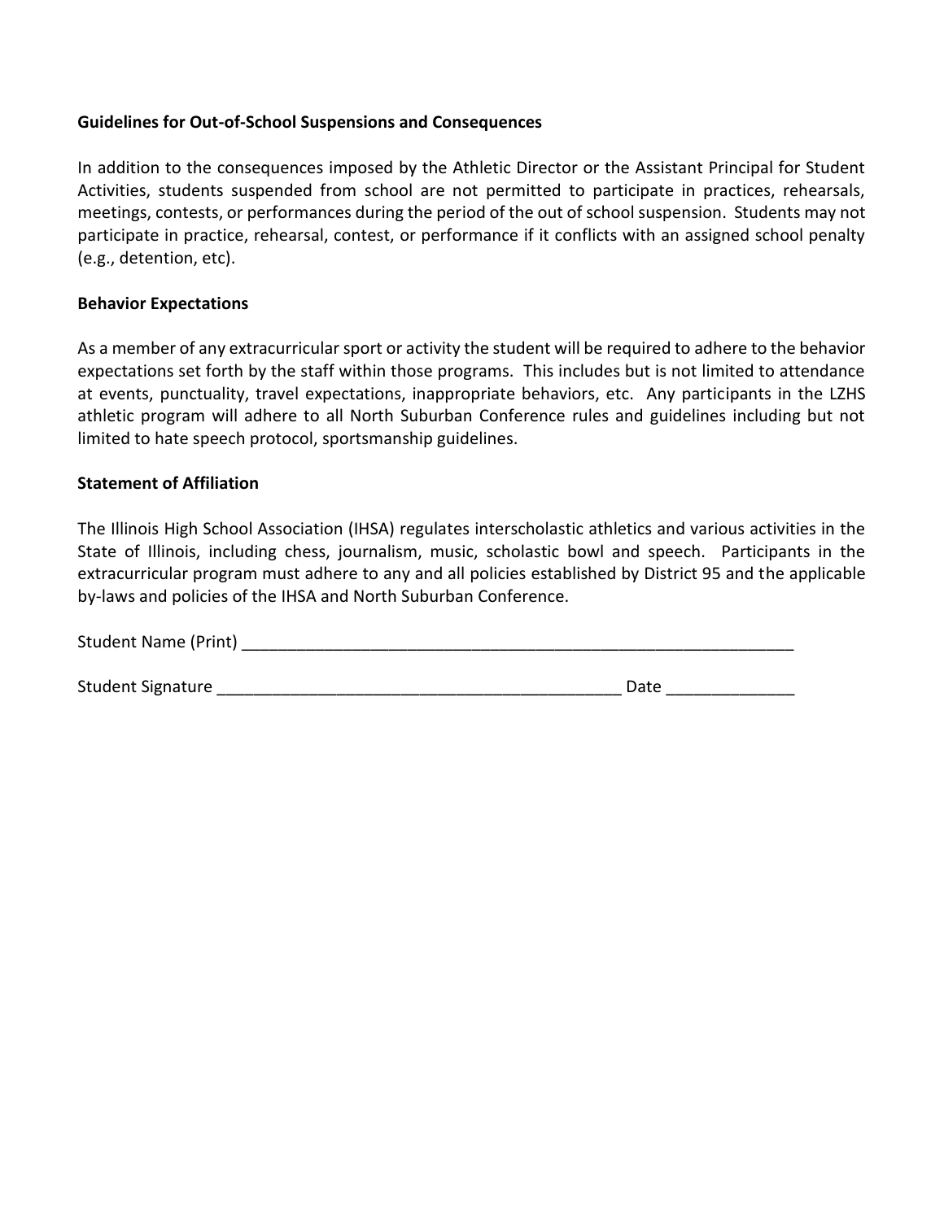**Guidelines for Out-of-School Suspensions and Consequences**

In addition to the consequences imposed by the Athletic Director or the Assistant Principal for Student Activities, students suspended from school are not permitted to participate in practices, rehearsals, meetings, contests, or performances during the period of the out of school suspension. Students may not participate in practice, rehearsal, contest, or performance if it conflicts with an assigned school penalty (e.g., detention, etc).

**Behavior Expectations**

As a member of any extracurricular sport or activity the student will be required to adhere to the behavior expectations set forth by the staff within those programs. This includes but is not limited to attendance at events, punctuality, travel expectations, inappropriate behaviors, etc. Any participants in the LZHS athletic program will adhere to all North Suburban Conference rules and guidelines including but not limited to hate speech protocol, sportsmanship guidelines.

**Statement of Affiliation**

The Illinois High School Association (IHSA) regulates interscholastic athletics and various activities in the State of Illinois, including chess, journalism, music, scholastic bowl and speech. Participants in the extracurricular program must adhere to any and all policies established by District 95 and the applicable by-laws and policies of the IHSA and North Suburban Conference.

Student Name (Print) _______________________________________________________________

Student Signature ____________________________________________ Date ______________